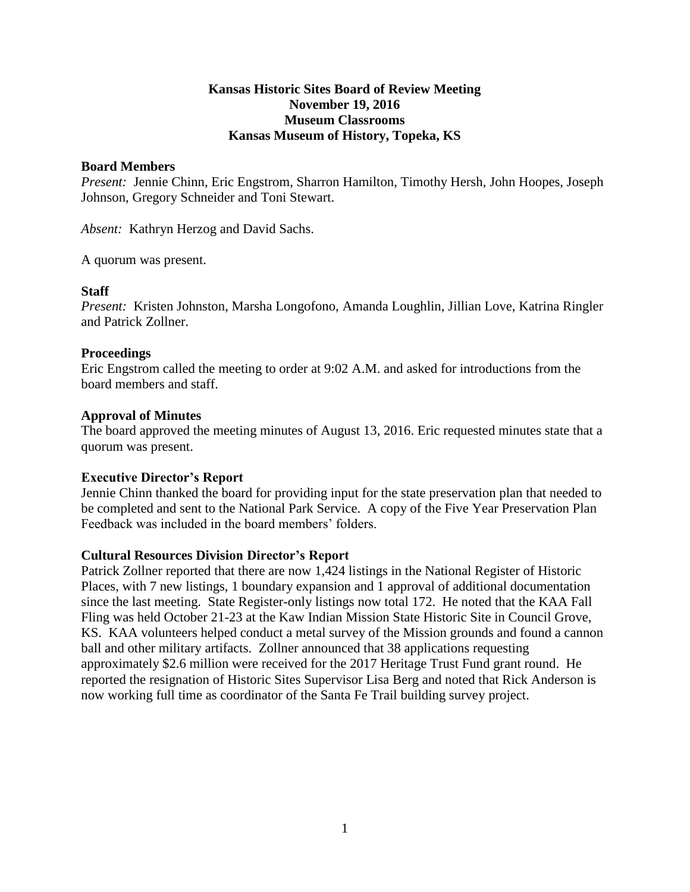# Kansas Historic Sites Board of Review Meeting
## November 19, 2016
## Museum Classrooms
## Kansas Museum of History, Topeka, KS

### Board Members

*Present:* Jennie Chinn, Eric Engstrom, Sharron Hamilton, Timothy Hersh, John Hoopes, Joseph Johnson, Gregory Schneider and Toni Stewart.

*Absent:* Kathryn Herzog and David Sachs.

A quorum was present.

### Staff

*Present:* Kristen Johnston, Marsha Longofono, Amanda Loughlin, Jillian Love, Katrina Ringler and Patrick Zollner.

### Proceedings

Eric Engstrom called the meeting to order at 9:02 A.M. and asked for introductions from the board members and staff.

### Approval of Minutes

The board approved the meeting minutes of August 13, 2016. Eric requested minutes state that a quorum was present.

### Executive Director's Report

Jennie Chinn thanked the board for providing input for the state preservation plan that needed to be completed and sent to the National Park Service. A copy of the Five Year Preservation Plan Feedback was included in the board members' folders.

### Cultural Resources Division Director's Report

Patrick Zollner reported that there are now 1,424 listings in the National Register of Historic Places, with 7 new listings, 1 boundary expansion and 1 approval of additional documentation since the last meeting. State Register-only listings now total 172. He noted that the KAA Fall Fling was held October 21-23 at the Kaw Indian Mission State Historic Site in Council Grove, KS. KAA volunteers helped conduct a metal survey of the Mission grounds and found a cannon ball and other military artifacts. Zollner announced that 38 applications requesting approximately $2.6 million were received for the 2017 Heritage Trust Fund grant round. He reported the resignation of Historic Sites Supervisor Lisa Berg and noted that Rick Anderson is now working full time as coordinator of the Santa Fe Trail building survey project.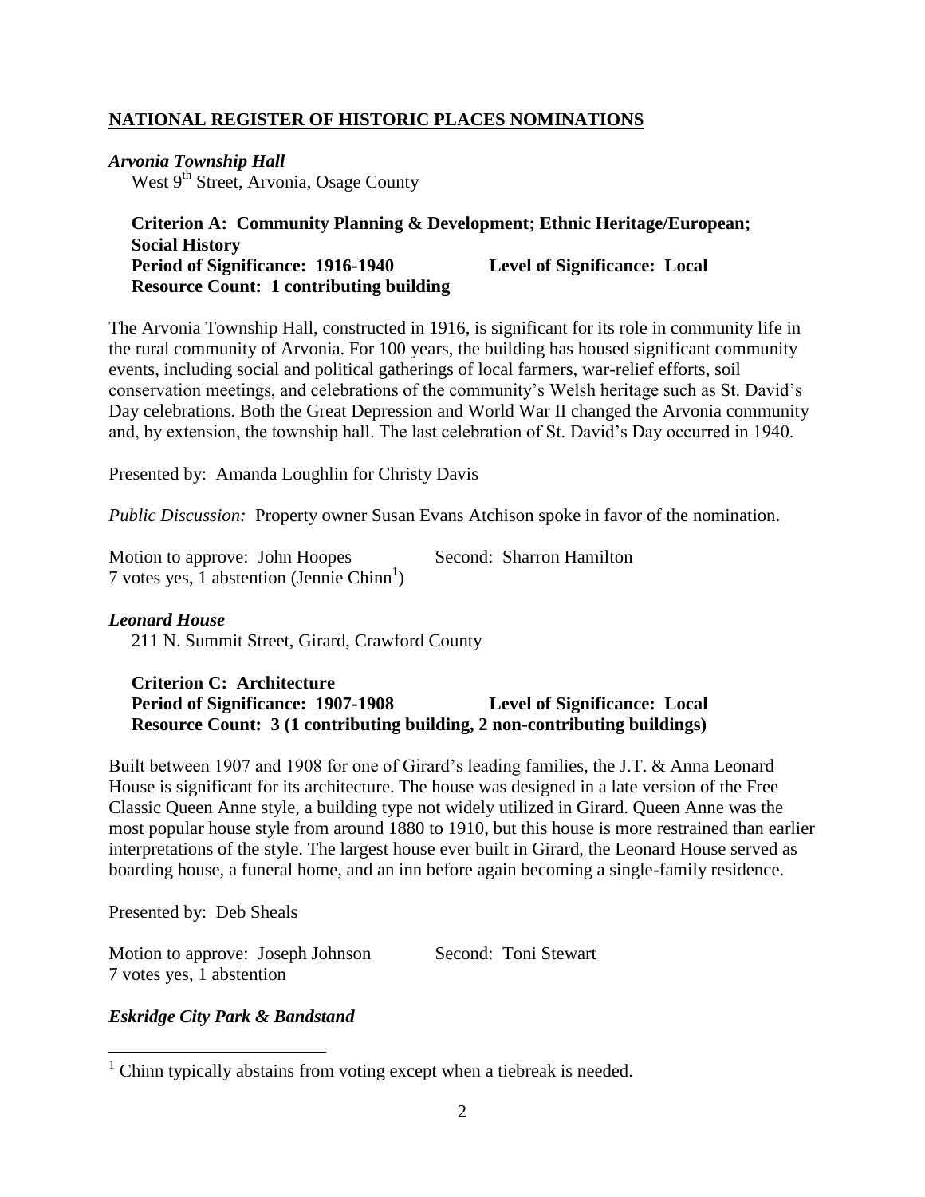## NATIONAL REGISTER OF HISTORIC PLACES NOMINATIONS

### *Arvonia Township Hall*

West 9th Street, Arvonia, Osage County

**Criterion A: Community Planning & Development; Ethnic Heritage/European; Social History**
**Period of Significance: 1916-1940** **Level of Significance: Local**
**Resource Count: 1 contributing building**

The Arvonia Township Hall, constructed in 1916, is significant for its role in community life in the rural community of Arvonia. For 100 years, the building has housed significant community events, including social and political gatherings of local farmers, war-relief efforts, soil conservation meetings, and celebrations of the community's Welsh heritage such as St. David's Day celebrations. Both the Great Depression and World War II changed the Arvonia community and, by extension, the township hall. The last celebration of St. David's Day occurred in 1940.

Presented by: Amanda Loughlin for Christy Davis

*Public Discussion:* Property owner Susan Evans Atchison spoke in favor of the nomination.

Motion to approve: John Hoopes Second: Sharron Hamilton
7 votes yes, 1 abstention (Jennie Chinn[1])

### *Leonard House*

211 N. Summit Street, Girard, Crawford County

**Criterion C: Architecture**
**Period of Significance: 1907-1908** **Level of Significance: Local**
**Resource Count: 3 (1 contributing building, 2 non-contributing buildings)**

Built between 1907 and 1908 for one of Girard's leading families, the J.T. & Anna Leonard House is significant for its architecture. The house was designed in a late version of the Free Classic Queen Anne style, a building type not widely utilized in Girard. Queen Anne was the most popular house style from around 1880 to 1910, but this house is more restrained than earlier interpretations of the style. The largest house ever built in Girard, the Leonard House served as boarding house, a funeral home, and an inn before again becoming a single-family residence.

Presented by: Deb Sheals

Motion to approve: Joseph Johnson Second: Toni Stewart
7 votes yes, 1 abstention

### *Eskridge City Park & Bandstand*

[1] Chinn typically abstains from voting except when a tiebreak is needed.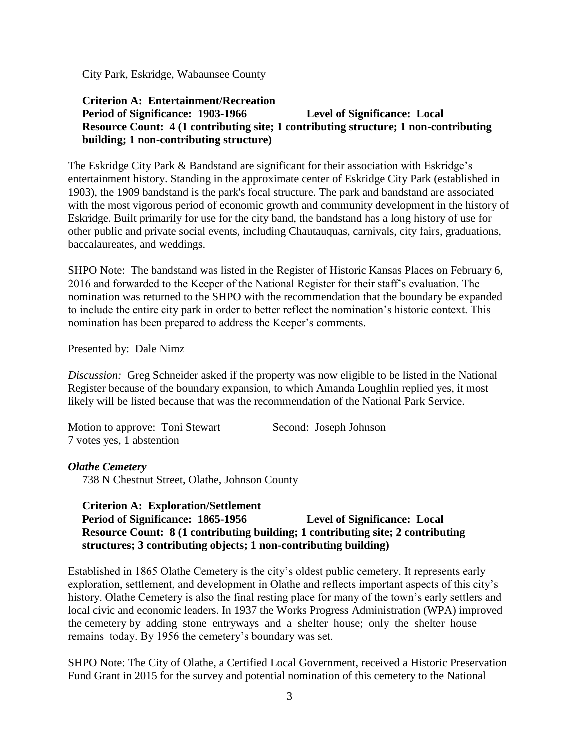City Park, Eskridge, Wabaunsee County

**Criterion A: Entertainment/Recreation**
**Period of Significance: 1903-1966 Level of Significance: Local**
**Resource Count: 4 (1 contributing site; 1 contributing structure; 1 non-contributing building; 1 non-contributing structure)**

The Eskridge City Park & Bandstand are significant for their association with Eskridge's entertainment history. Standing in the approximate center of Eskridge City Park (established in 1903), the 1909 bandstand is the park's focal structure. The park and bandstand are associated with the most vigorous period of economic growth and community development in the history of Eskridge. Built primarily for use for the city band, the bandstand has a long history of use for other public and private social events, including Chautauquas, carnivals, city fairs, graduations, baccalaureates, and weddings.

SHPO Note: The bandstand was listed in the Register of Historic Kansas Places on February 6, 2016 and forwarded to the Keeper of the National Register for their staff's evaluation. The nomination was returned to the SHPO with the recommendation that the boundary be expanded to include the entire city park in order to better reflect the nomination's historic context. This nomination has been prepared to address the Keeper's comments.

Presented by: Dale Nimz

*Discussion:* Greg Schneider asked if the property was now eligible to be listed in the National Register because of the boundary expansion, to which Amanda Loughlin replied yes, it most likely will be listed because that was the recommendation of the National Park Service.

Motion to approve: Toni Stewart Second: Joseph Johnson
7 votes yes, 1 abstention

***Olathe Cemetery***
738 N Chestnut Street, Olathe, Johnson County

**Criterion A: Exploration/Settlement**
**Period of Significance: 1865-1956 Level of Significance: Local**
**Resource Count: 8 (1 contributing building; 1 contributing site; 2 contributing structures; 3 contributing objects; 1 non-contributing building)**

Established in 1865 Olathe Cemetery is the city's oldest public cemetery. It represents early exploration, settlement, and development in Olathe and reflects important aspects of this city's history. Olathe Cemetery is also the final resting place for many of the town's early settlers and local civic and economic leaders. In 1937 the Works Progress Administration (WPA) improved the cemetery by adding stone entryways and a shelter house; only the shelter house remains today. By 1956 the cemetery's boundary was set.

SHPO Note: The City of Olathe, a Certified Local Government, received a Historic Preservation Fund Grant in 2015 for the survey and potential nomination of this cemetery to the National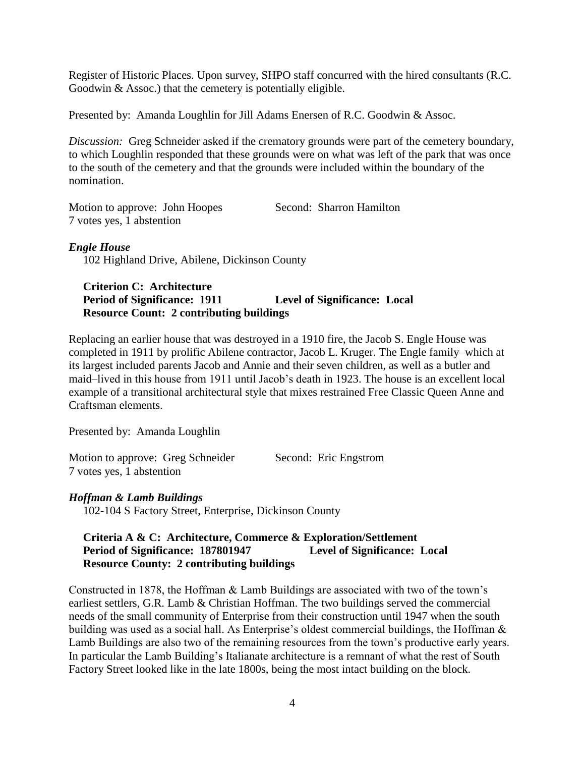Register of Historic Places. Upon survey, SHPO staff concurred with the hired consultants (R.C. Goodwin & Assoc.) that the cemetery is potentially eligible.

Presented by: Amanda Loughlin for Jill Adams Enersen of R.C. Goodwin & Assoc.

*Discussion:* Greg Schneider asked if the crematory grounds were part of the cemetery boundary, to which Loughlin responded that these grounds were on what was left of the park that was once to the south of the cemetery and that the grounds were included within the boundary of the nomination.

Motion to approve: John Hoopes     Second: Sharron Hamilton
7 votes yes, 1 abstention

***Engle House***
102 Highland Drive, Abilene, Dickinson County

**Criterion C: Architecture**
**Period of Significance: 1911     Level of Significance: Local**
**Resource Count: 2 contributing buildings**

Replacing an earlier house that was destroyed in a 1910 fire, the Jacob S. Engle House was completed in 1911 by prolific Abilene contractor, Jacob L. Kruger. The Engle family–which at its largest included parents Jacob and Annie and their seven children, as well as a butler and maid–lived in this house from 1911 until Jacob's death in 1923. The house is an excellent local example of a transitional architectural style that mixes restrained Free Classic Queen Anne and Craftsman elements.

Presented by: Amanda Loughlin

Motion to approve: Greg Schneider     Second: Eric Engstrom
7 votes yes, 1 abstention

***Hoffman & Lamb Buildings***
102-104 S Factory Street, Enterprise, Dickinson County

**Criteria A & C: Architecture, Commerce & Exploration/Settlement**
**Period of Significance: 187801947     Level of Significance: Local**
**Resource County: 2 contributing buildings**

Constructed in 1878, the Hoffman & Lamb Buildings are associated with two of the town's earliest settlers, G.R. Lamb & Christian Hoffman. The two buildings served the commercial needs of the small community of Enterprise from their construction until 1947 when the south building was used as a social hall. As Enterprise's oldest commercial buildings, the Hoffman & Lamb Buildings are also two of the remaining resources from the town's productive early years. In particular the Lamb Building's Italianate architecture is a remnant of what the rest of South Factory Street looked like in the late 1800s, being the most intact building on the block.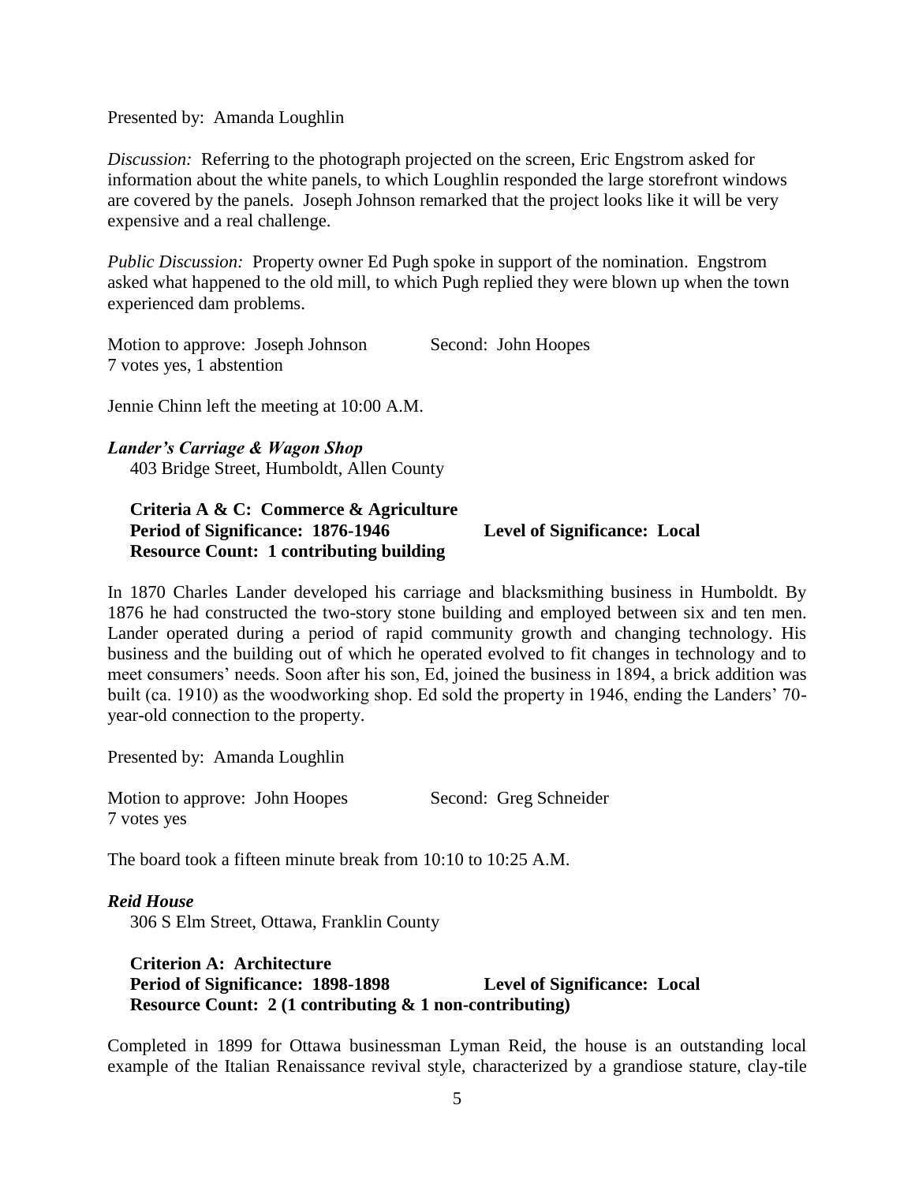Presented by: Amanda Loughlin

*Discussion:* Referring to the photograph projected on the screen, Eric Engstrom asked for information about the white panels, to which Loughlin responded the large storefront windows are covered by the panels. Joseph Johnson remarked that the project looks like it will be very expensive and a real challenge.

*Public Discussion:* Property owner Ed Pugh spoke in support of the nomination. Engstrom asked what happened to the old mill, to which Pugh replied they were blown up when the town experienced dam problems.

Motion to approve: Joseph Johnson     Second: John Hoopes
7 votes yes, 1 abstention

Jennie Chinn left the meeting at 10:00 A.M.

***Lander's Carriage & Wagon Shop***
403 Bridge Street, Humboldt, Allen County

**Criteria A & C: Commerce & Agriculture**
**Period of Significance: 1876-1946**     **Level of Significance: Local**
**Resource Count: 1 contributing building**

In 1870 Charles Lander developed his carriage and blacksmithing business in Humboldt. By 1876 he had constructed the two-story stone building and employed between six and ten men. Lander operated during a period of rapid community growth and changing technology. His business and the building out of which he operated evolved to fit changes in technology and to meet consumers' needs. Soon after his son, Ed, joined the business in 1894, a brick addition was built (ca. 1910) as the woodworking shop. Ed sold the property in 1946, ending the Landers' 70-year-old connection to the property.

Presented by: Amanda Loughlin

Motion to approve: John Hoopes     Second: Greg Schneider
7 votes yes

The board took a fifteen minute break from 10:10 to 10:25 A.M.

***Reid House***
306 S Elm Street, Ottawa, Franklin County

**Criterion A: Architecture**
**Period of Significance: 1898-1898**     **Level of Significance: Local**
**Resource Count: 2 (1 contributing & 1 non-contributing)**

Completed in 1899 for Ottawa businessman Lyman Reid, the house is an outstanding local example of the Italian Renaissance revival style, characterized by a grandiose stature, clay-tile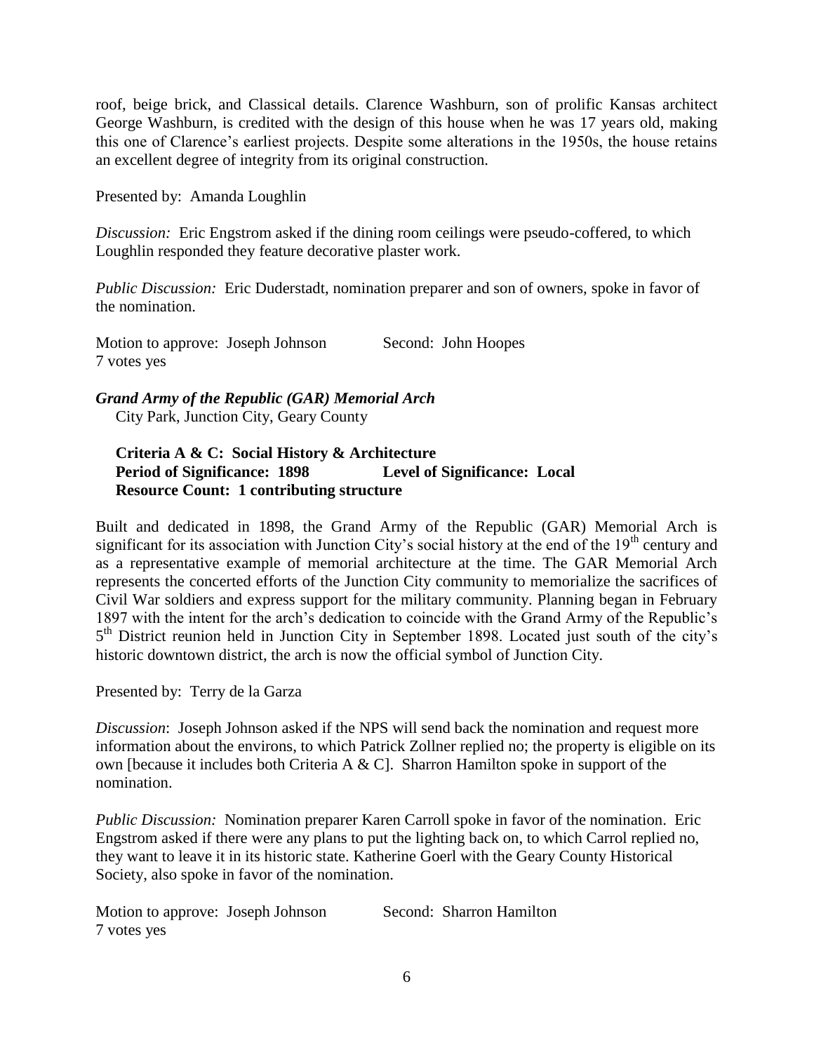roof, beige brick, and Classical details. Clarence Washburn, son of prolific Kansas architect George Washburn, is credited with the design of this house when he was 17 years old, making this one of Clarence's earliest projects. Despite some alterations in the 1950s, the house retains an excellent degree of integrity from its original construction.

Presented by: Amanda Loughlin

*Discussion:* Eric Engstrom asked if the dining room ceilings were pseudo-coffered, to which Loughlin responded they feature decorative plaster work.

*Public Discussion:* Eric Duderstadt, nomination preparer and son of owners, spoke in favor of the nomination.

Motion to approve: Joseph Johnson Second: John Hoopes
7 votes yes

***Grand Army of the Republic (GAR) Memorial Arch***
City Park, Junction City, Geary County

**Criteria A & C: Social History & Architecture**
**Period of Significance: 1898 Level of Significance: Local**
**Resource Count: 1 contributing structure**

Built and dedicated in 1898, the Grand Army of the Republic (GAR) Memorial Arch is significant for its association with Junction City's social history at the end of the 19th century and as a representative example of memorial architecture at the time. The GAR Memorial Arch represents the concerted efforts of the Junction City community to memorialize the sacrifices of Civil War soldiers and express support for the military community. Planning began in February 1897 with the intent for the arch's dedication to coincide with the Grand Army of the Republic's 5th District reunion held in Junction City in September 1898. Located just south of the city's historic downtown district, the arch is now the official symbol of Junction City.

Presented by: Terry de la Garza

*Discussion*: Joseph Johnson asked if the NPS will send back the nomination and request more information about the environs, to which Patrick Zollner replied no; the property is eligible on its own [because it includes both Criteria A & C]. Sharron Hamilton spoke in support of the nomination.

*Public Discussion:* Nomination preparer Karen Carroll spoke in favor of the nomination. Eric Engstrom asked if there were any plans to put the lighting back on, to which Carrol replied no, they want to leave it in its historic state. Katherine Goerl with the Geary County Historical Society, also spoke in favor of the nomination.

Motion to approve: Joseph Johnson Second: Sharron Hamilton
7 votes yes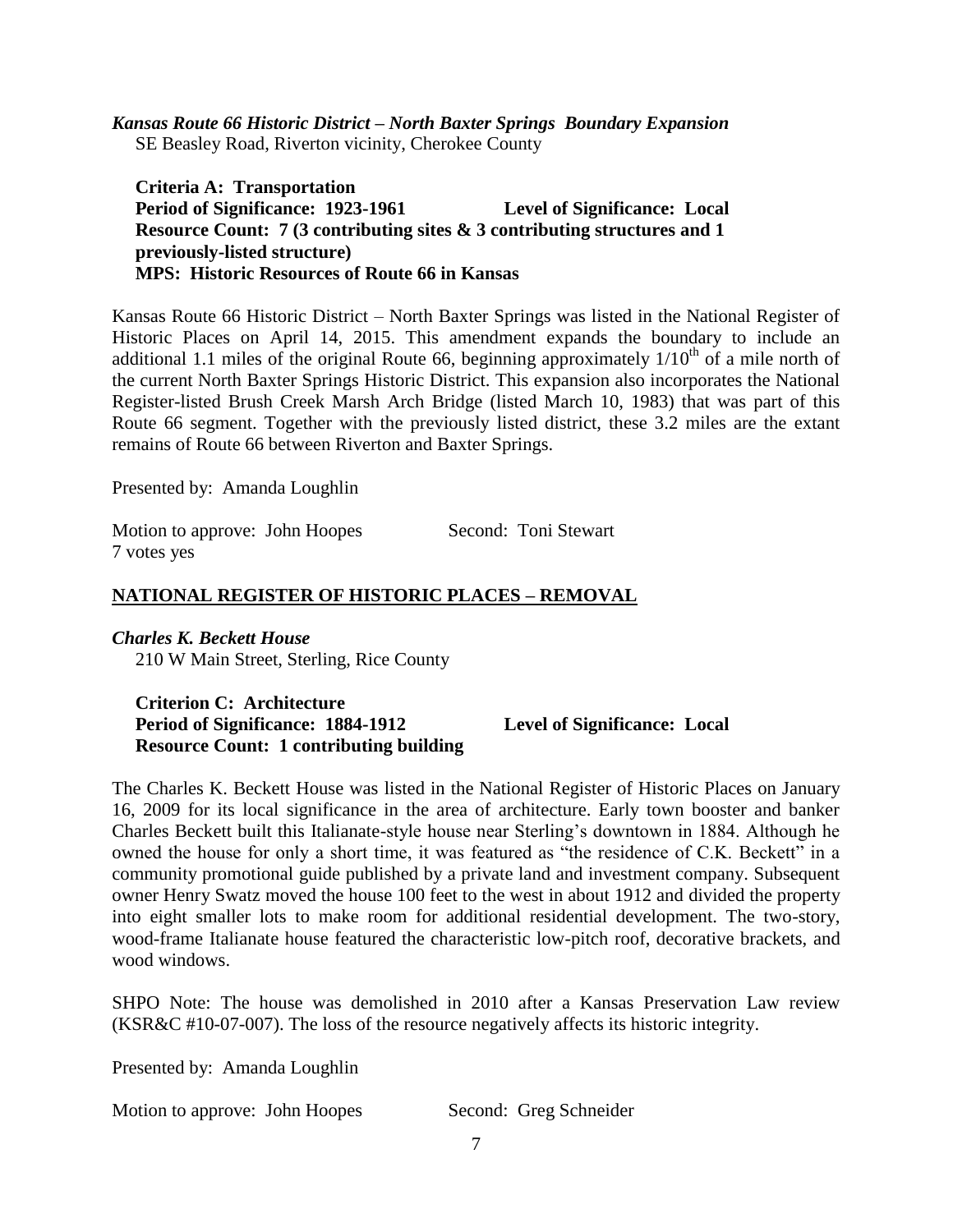***Kansas Route 66 Historic District – North Baxter Springs Boundary Expansion***
SE Beasley Road, Riverton vicinity, Cherokee County

**Criteria A: Transportation**
**Period of Significance: 1923-1961** **Level of Significance: Local**
**Resource Count: 7 (3 contributing sites & 3 contributing structures and 1 previously-listed structure)**
**MPS: Historic Resources of Route 66 in Kansas**

Kansas Route 66 Historic District – North Baxter Springs was listed in the National Register of Historic Places on April 14, 2015. This amendment expands the boundary to include an additional 1.1 miles of the original Route 66, beginning approximately 1/10th of a mile north of the current North Baxter Springs Historic District. This expansion also incorporates the National Register-listed Brush Creek Marsh Arch Bridge (listed March 10, 1983) that was part of this Route 66 segment. Together with the previously listed district, these 3.2 miles are the extant remains of Route 66 between Riverton and Baxter Springs.

Presented by: Amanda Loughlin

Motion to approve: John Hoopes Second: Toni Stewart
7 votes yes

## NATIONAL REGISTER OF HISTORIC PLACES – REMOVAL

***Charles K. Beckett House***
210 W Main Street, Sterling, Rice County

**Criterion C: Architecture**
**Period of Significance: 1884-1912** **Level of Significance: Local**
**Resource Count: 1 contributing building**

The Charles K. Beckett House was listed in the National Register of Historic Places on January 16, 2009 for its local significance in the area of architecture. Early town booster and banker Charles Beckett built this Italianate-style house near Sterling's downtown in 1884. Although he owned the house for only a short time, it was featured as "the residence of C.K. Beckett" in a community promotional guide published by a private land and investment company. Subsequent owner Henry Swatz moved the house 100 feet to the west in about 1912 and divided the property into eight smaller lots to make room for additional residential development. The two-story, wood-frame Italianate house featured the characteristic low-pitch roof, decorative brackets, and wood windows.

SHPO Note: The house was demolished in 2010 after a Kansas Preservation Law review (KSR&C #10-07-007). The loss of the resource negatively affects its historic integrity.

Presented by: Amanda Loughlin

Motion to approve: John Hoopes Second: Greg Schneider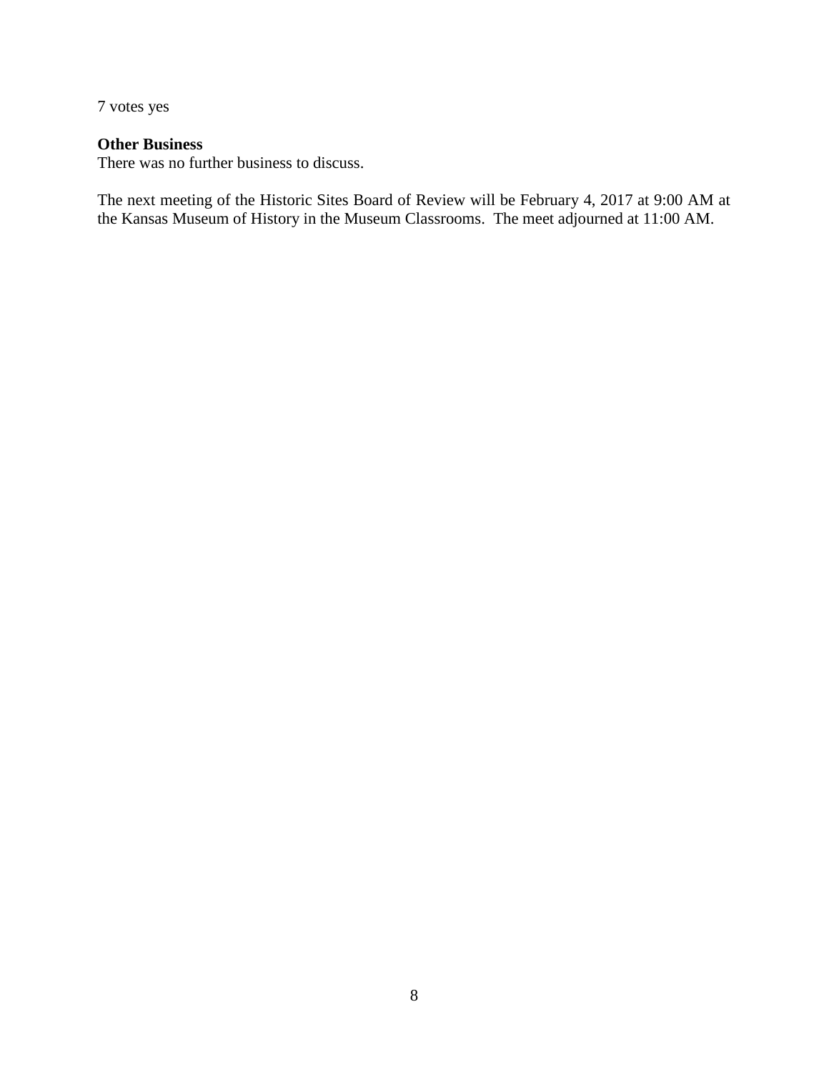7 votes yes

**Other Business**
There was no further business to discuss.

The next meeting of the Historic Sites Board of Review will be February 4, 2017 at 9:00 AM at the Kansas Museum of History in the Museum Classrooms. The meet adjourned at 11:00 AM.